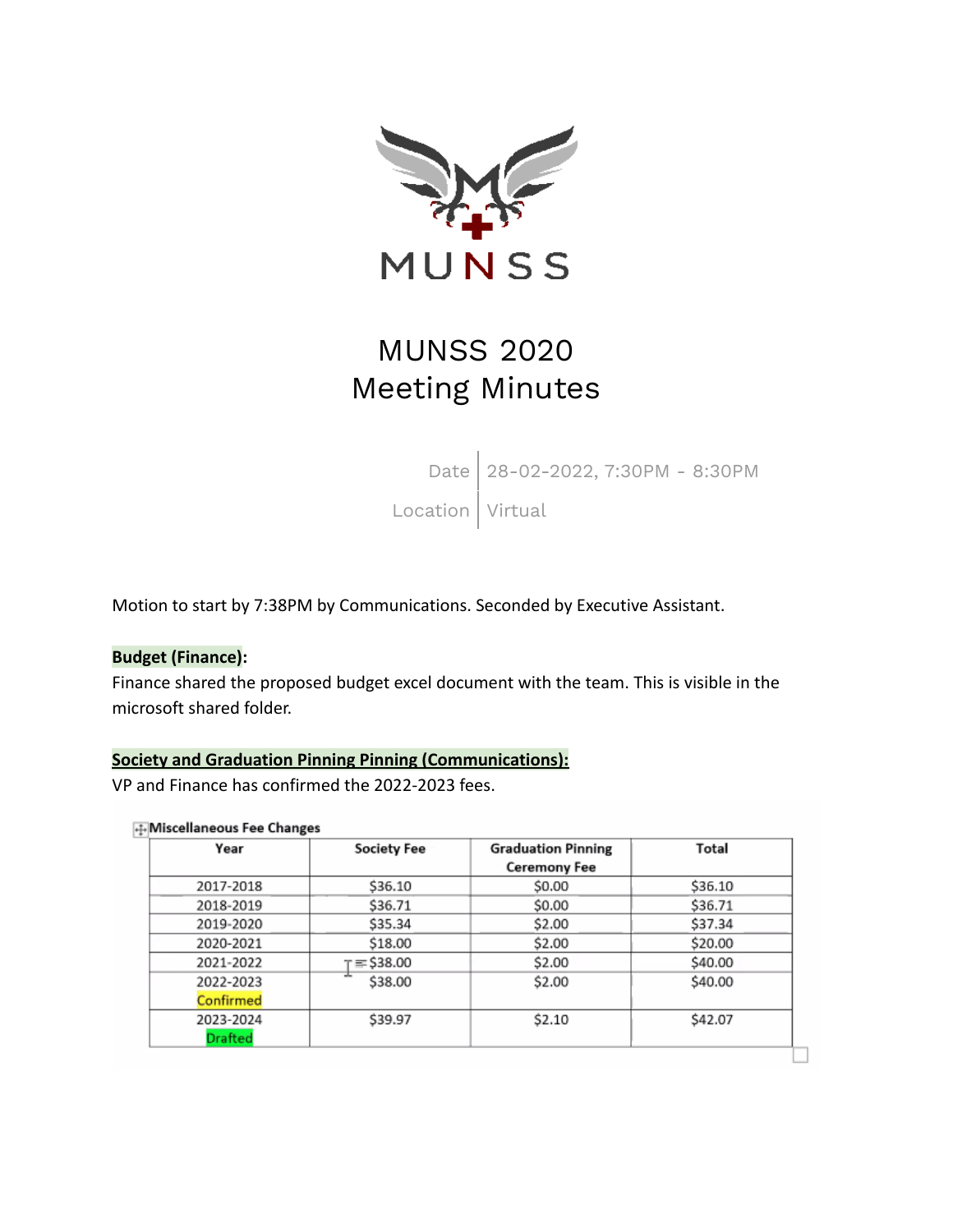MUNSS

# MUNSS 2020
# Meeting Minutes

| | |
|---|---|
| Date | 28-02-2022, 7:30PM - 8:30PM |
| Location | Virtual |

Motion to start by 7:38PM by Communications. Seconded by Executive Assistant.

**Budget (Finance):**

Finance shared the proposed budget excel document with the team. This is visible in the microsoft shared folder.

**Society and Graduation Pinning Pinning (Communications):**

VP and Finance has confirmed the 2022-2023 fees.

**Miscellaneous Fee Changes**

| Year | Society Fee | Graduation Pinning Ceremony Fee | Total |
|---|---|---|---|
| 2017-2018 | $36.10 | $0.00 | $36.10 |
| 2018-2019 | $36.71 | $0.00 | $36.71 |
| 2019-2020 | $35.34 | $2.00 | $37.34 |
| 2020-2021 | $18.00 | $2.00 | $20.00 |
| 2021-2022 | $38.00 | $2.00 | $40.00 |
| 2022-2023 Confirmed | $38.00 | $2.00 | $40.00 |
| 2023-2024 Drafted | $39.97 | $2.10 | $42.07 |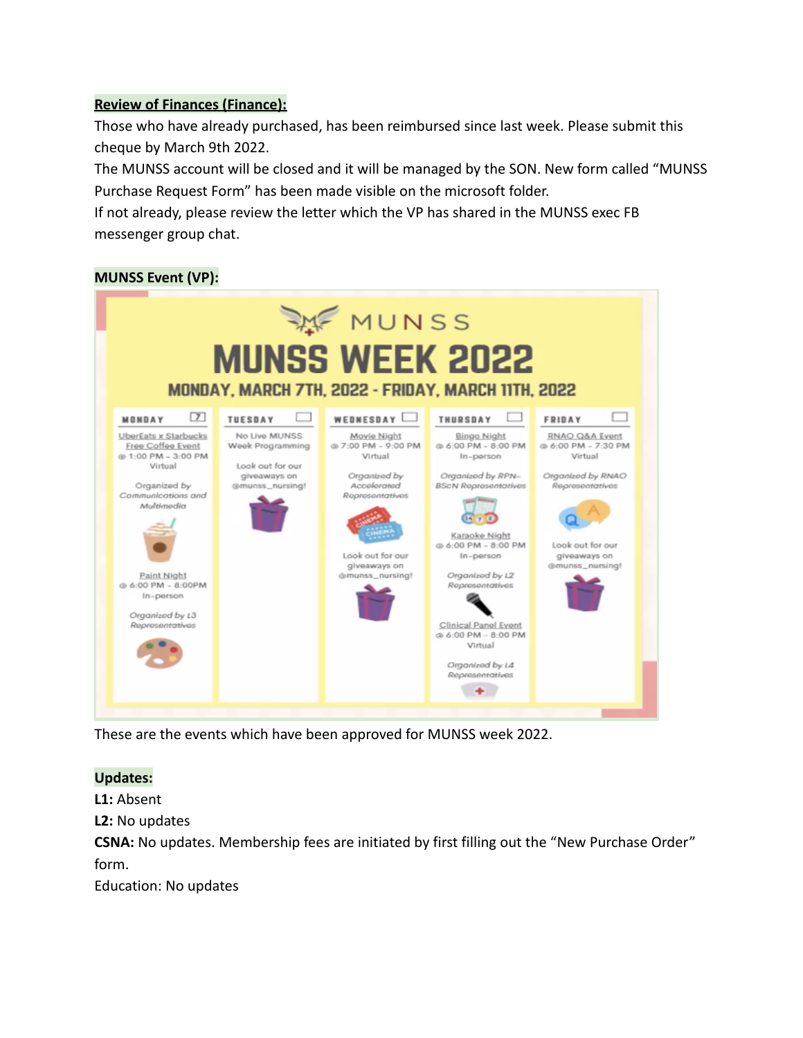**Review of Finances (Finance):**

Those who have already purchased, has been reimbursed since last week. Please submit this cheque by March 9th 2022.

The MUNSS account will be closed and it will be managed by the SON. New form called "MUNSS Purchase Request Form" has been made visible on the microsoft folder.

If not already, please review the letter which the VP has shared in the MUNSS exec FB messenger group chat.

**MUNSS Event (VP):**

MUNSS

# MUNSS WEEK 2022

MONDAY, MARCH 7TH, 2022 - FRIDAY, MARCH 11TH, 2022

| MONDAY | TUESDAY | WEDNESDAY | THURSDAY | FRIDAY |
|---|---|---|---|---|
| UberEats x Starbucks Free Coffee Event @ 1:00 PM - 3:00 PM Virtual<br><br>*Organized by Communications and Multimedia*<br><br>Paint Night @ 6:00 PM - 8:00PM In-person<br><br>*Organized by L3 Representatives* | No Live MUNSS Week Programming<br><br>Look out for our giveaways on @munss_nursing! | Movie Night @ 7:00 PM - 9:00 PM Virtual<br><br>*Organized by Accelerated Representatives*<br><br>Look out for our giveaways on @munss_nursing! | Bingo Night @ 6:00 PM - 8:00 PM In-person<br><br>*Organized by RPN-BScN Representatives*<br><br>Karaoke Night @ 6:00 PM - 8:00 PM In-person<br><br>*Organized by L2 Representatives*<br><br>Clinical Panel Event @ 6:00 PM - 8:00 PM Virtual<br><br>*Organized by L4 Representatives* | RNAO Q&A Event @ 6:00 PM - 7:30 PM Virtual<br><br>*Organized by RNAO Representatives*<br><br>Look out for our giveaways on @munss_nursing! |

These are the events which have been approved for MUNSS week 2022.

**Updates:**

**L1:** Absent

**L2:** No updates

**CSNA:** No updates. Membership fees are initiated by first filling out the "New Purchase Order" form.

Education: No updates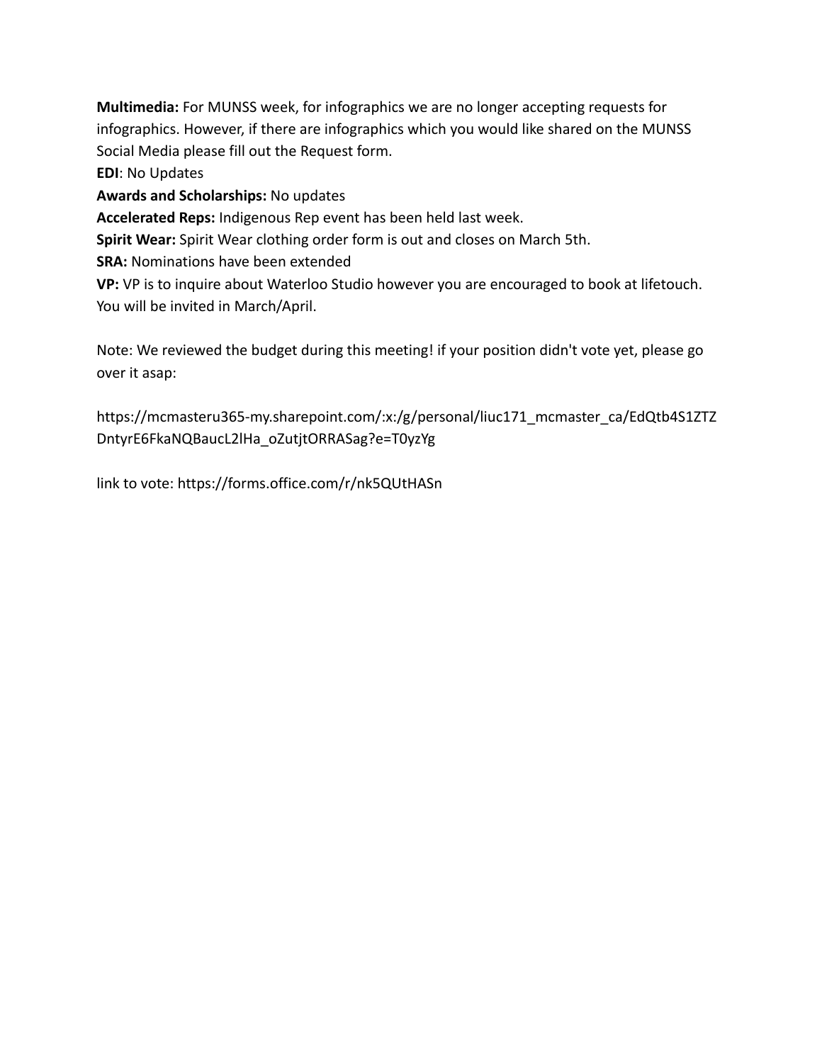**Multimedia:** For MUNSS week, for infographics we are no longer accepting requests for infographics. However, if there are infographics which you would like shared on the MUNSS Social Media please fill out the Request form.
**EDI**: No Updates
**Awards and Scholarships:** No updates
**Accelerated Reps:** Indigenous Rep event has been held last week.
**Spirit Wear:** Spirit Wear clothing order form is out and closes on March 5th.
**SRA:** Nominations have been extended
**VP:** VP is to inquire about Waterloo Studio however you are encouraged to book at lifetouch. You will be invited in March/April.

Note: We reviewed the budget during this meeting! if your position didn't vote yet, please go over it asap:

https://mcmasteru365-my.sharepoint.com/:x:/g/personal/liuc171_mcmaster_ca/EdQtb4S1ZTZDntyrE6FkaNQBaucL2lHa_oZutjtORRASag?e=T0yzYg

link to vote: https://forms.office.com/r/nk5QUtHASn